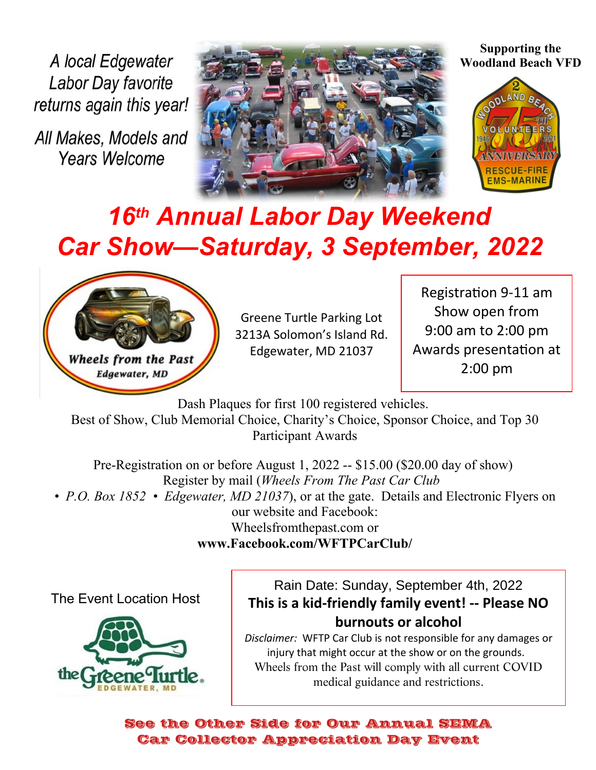A local Edgewater Labor Day favorite returns again this year!

All Makes, Models and Years Welcome

**Supporting the Woodland Beach VFD**

# 16th Annual Labor Day Weekend Car Show—Saturday, 3 September, 2022

**Wheels from the Past**
Edgewater, MD

Greene Turtle Parking Lot
3213A Solomon's Island Rd.
Edgewater, MD 21037

Registration 9-11 am
Show open from 9:00 am to 2:00 pm
Awards presentation at 2:00 pm

Dash Plaques for first 100 registered vehicles.
Best of Show, Club Memorial Choice, Charity's Choice, Sponsor Choice, and Top 30 Participant Awards

Pre-Registration on or before August 1, 2022 -- $15.00 ($20.00 day of show)
Register by mail (*Wheels From The Past Car Club • P.O. Box 1852 • Edgewater, MD 21037*), or at the gate. Details and Electronic Flyers on our website and Facebook:
Wheelsfromthepast.com or
**www.Facebook.com/WFTPCarClub/**

The Event Location Host

the Greene Turtle
EDGEWATER, MD

Rain Date: Sunday, September 4th, 2022

**This is a kid-friendly family event! -- Please NO burnouts or alcohol**

*Disclaimer:* WFTP Car Club is not responsible for any damages or injury that might occur at the show or on the grounds.
Wheels from the Past will comply with all current COVID medical guidance and restrictions.

**See the Other Side for Our Annual SEMA Car Collector Appreciation Day Event**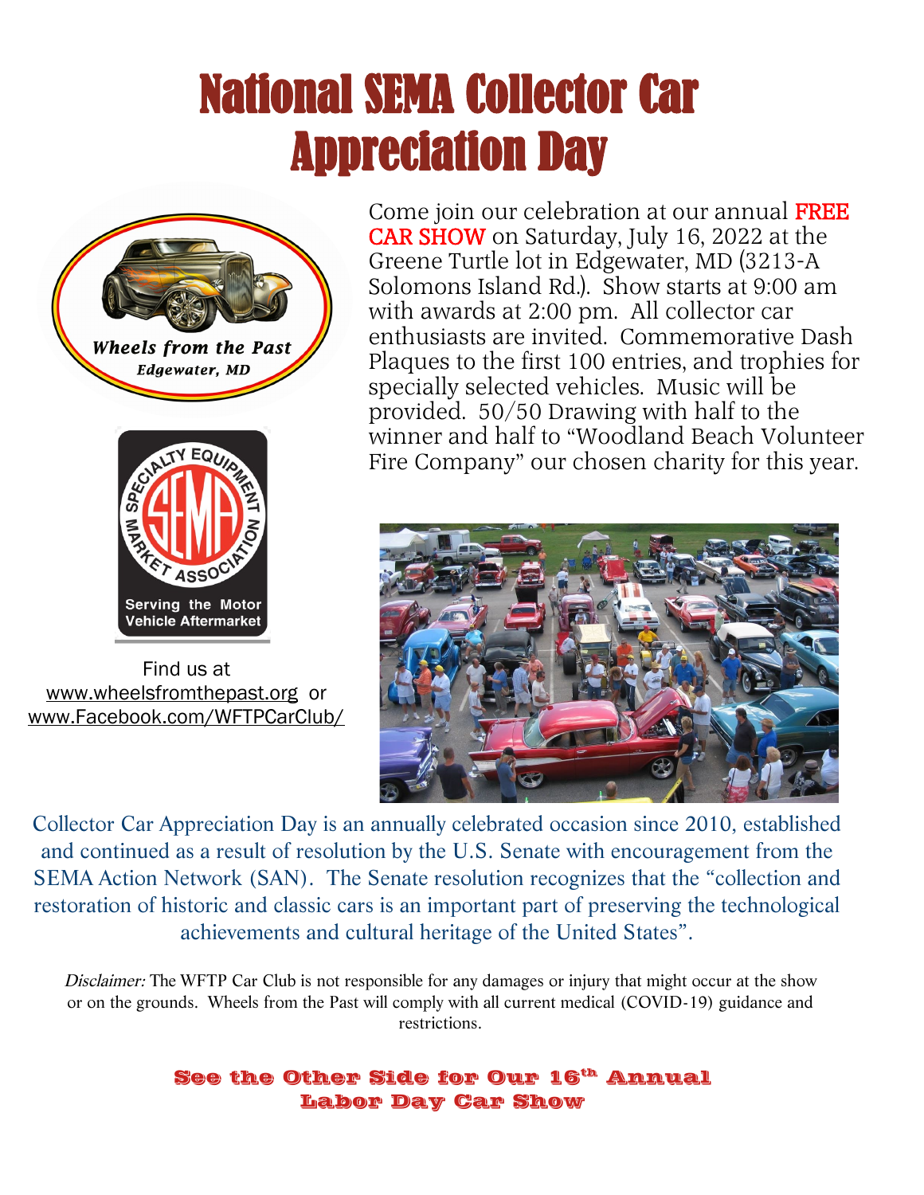# National SEMA Collector Car Appreciation Day

*Wheels from the Past*
*Edgewater, MD*

SPECIALTY EQUIPMENT MARKET ASSOCIATION
SEMA
Serving the Motor Vehicle Aftermarket

Find us at
www.wheelsfromthepast.org or
www.Facebook.com/WFTPCarClub/

Come join our celebration at our annual FREE CAR SHOW on Saturday, July 16, 2022 at the Greene Turtle lot in Edgewater, MD (3213-A Solomons Island Rd.). Show starts at 9:00 am with awards at 2:00 pm. All collector car enthusiasts are invited. Commemorative Dash Plaques to the first 100 entries, and trophies for specially selected vehicles. Music will be provided. 50/50 Drawing with half to the winner and half to "Woodland Beach Volunteer Fire Company" our chosen charity for this year.

Collector Car Appreciation Day is an annually celebrated occasion since 2010, established and continued as a result of resolution by the U.S. Senate with encouragement from the SEMA Action Network (SAN). The Senate resolution recognizes that the "collection and restoration of historic and classic cars is an important part of preserving the technological achievements and cultural heritage of the United States".

*Disclaimer:* The WFTP Car Club is not responsible for any damages or injury that might occur at the show or on the grounds. Wheels from the Past will comply with all current medical (COVID-19) guidance and restrictions.

**See the Other Side for Our 16th Annual Labor Day Car Show**